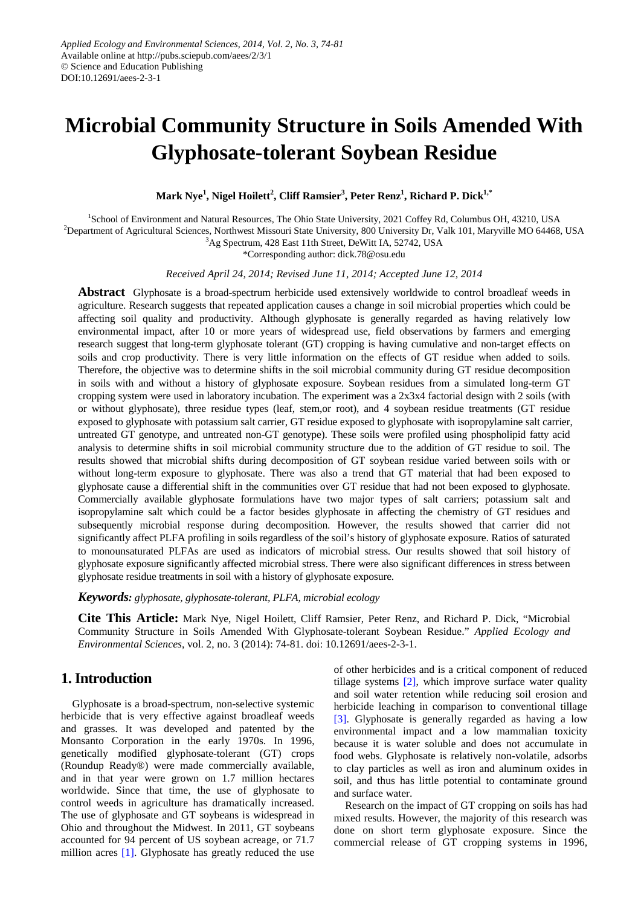Applied Ecology and Environmental Sciences, 2014, Vol. 2, No. 3, 74-81
Available online at http://pubs.sciepub.com/aees/2/3/1
© Science and Education Publishing
DOI:10.12691/aees-2-3-1

# Microbial Community Structure in Soils Amended With Glyphosate-tolerant Soybean Residue

**Mark Nye[1], Nigel Hoilett[2], Cliff Ramsier[3], Peter Renz[1], Richard P. Dick[1,*]**

[1]School of Environment and Natural Resources, The Ohio State University, 2021 Coffey Rd, Columbus OH, 43210, USA
[2]Department of Agricultural Sciences, Northwest Missouri State University, 800 University Dr, Valk 101, Maryville MO 64468, USA
[3]Ag Spectrum, 428 East 11th Street, DeWitt IA, 52742, USA
*Corresponding author: dick.78@osu.edu

*Received April 24, 2014; Revised June 11, 2014; Accepted June 12, 2014*

**Abstract** Glyphosate is a broad-spectrum herbicide used extensively worldwide to control broadleaf weeds in agriculture. Research suggests that repeated application causes a change in soil microbial properties which could be affecting soil quality and productivity. Although glyphosate is generally regarded as having relatively low environmental impact, after 10 or more years of widespread use, field observations by farmers and emerging research suggest that long-term glyphosate tolerant (GT) cropping is having cumulative and non-target effects on soils and crop productivity. There is very little information on the effects of GT residue when added to soils. Therefore, the objective was to determine shifts in the soil microbial community during GT residue decomposition in soils with and without a history of glyphosate exposure. Soybean residues from a simulated long-term GT cropping system were used in laboratory incubation. The experiment was a 2x3x4 factorial design with 2 soils (with or without glyphosate), three residue types (leaf, stem,or root), and 4 soybean residue treatments (GT residue exposed to glyphosate with potassium salt carrier, GT residue exposed to glyphosate with isopropylamine salt carrier, untreated GT genotype, and untreated non-GT genotype). These soils were profiled using phospholipid fatty acid analysis to determine shifts in soil microbial community structure due to the addition of GT residue to soil. The results showed that microbial shifts during decomposition of GT soybean residue varied between soils with or without long-term exposure to glyphosate. There was also a trend that GT material that had been exposed to glyphosate cause a differential shift in the communities over GT residue that had not been exposed to glyphosate. Commercially available glyphosate formulations have two major types of salt carriers; potassium salt and isopropylamine salt which could be a factor besides glyphosate in affecting the chemistry of GT residues and subsequently microbial response during decomposition. However, the results showed that carrier did not significantly affect PLFA profiling in soils regardless of the soil's history of glyphosate exposure. Ratios of saturated to monounsaturated PLFAs are used as indicators of microbial stress. Our results showed that soil history of glyphosate exposure significantly affected microbial stress. There were also significant differences in stress between glyphosate residue treatments in soil with a history of glyphosate exposure.

***Keywords:*** *glyphosate, glyphosate-tolerant, PLFA, microbial ecology*

**Cite This Article:** Mark Nye, Nigel Hoilett, Cliff Ramsier, Peter Renz, and Richard P. Dick, "Microbial Community Structure in Soils Amended With Glyphosate-tolerant Soybean Residue." *Applied Ecology and Environmental Sciences*, vol. 2, no. 3 (2014): 74-81. doi: 10.12691/aees-2-3-1.

## 1. Introduction

Glyphosate is a broad-spectrum, non-selective systemic herbicide that is very effective against broadleaf weeds and grasses. It was developed and patented by the Monsanto Corporation in the early 1970s. In 1996, genetically modified glyphosate-tolerant (GT) crops (Roundup Ready®) were made commercially available, and in that year were grown on 1.7 million hectares worldwide. Since that time, the use of glyphosate to control weeds in agriculture has dramatically increased. The use of glyphosate and GT soybeans is widespread in Ohio and throughout the Midwest. In 2011, GT soybeans accounted for 94 percent of US soybean acreage, or 71.7 million acres [1]. Glyphosate has greatly reduced the use of other herbicides and is a critical component of reduced tillage systems [2], which improve surface water quality and soil water retention while reducing soil erosion and herbicide leaching in comparison to conventional tillage [3]. Glyphosate is generally regarded as having a low environmental impact and a low mammalian toxicity because it is water soluble and does not accumulate in food webs. Glyphosate is relatively non-volatile, adsorbs to clay particles as well as iron and aluminum oxides in soil, and thus has little potential to contaminate ground and surface water.

Research on the impact of GT cropping on soils has had mixed results. However, the majority of this research was done on short term glyphosate exposure. Since the commercial release of GT cropping systems in 1996,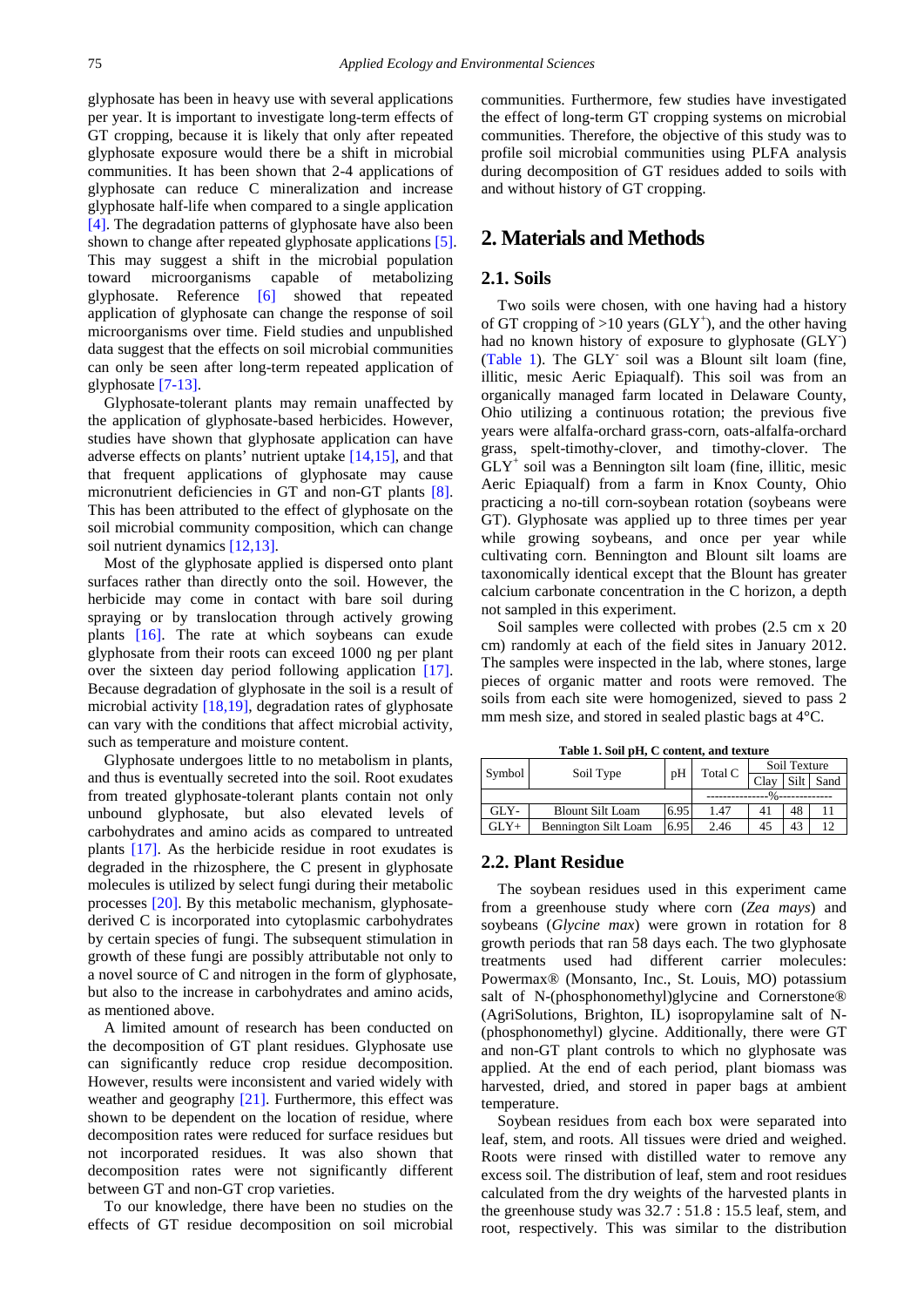glyphosate has been in heavy use with several applications per year. It is important to investigate long-term effects of GT cropping, because it is likely that only after repeated glyphosate exposure would there be a shift in microbial communities. It has been shown that 2-4 applications of glyphosate can reduce C mineralization and increase glyphosate half-life when compared to a single application [4]. The degradation patterns of glyphosate have also been shown to change after repeated glyphosate applications [5]. This may suggest a shift in the microbial population toward microorganisms capable of metabolizing glyphosate. Reference [6] showed that repeated application of glyphosate can change the response of soil microorganisms over time. Field studies and unpublished data suggest that the effects on soil microbial communities can only be seen after long-term repeated application of glyphosate [7-13].

Glyphosate-tolerant plants may remain unaffected by the application of glyphosate-based herbicides. However, studies have shown that glyphosate application can have adverse effects on plants' nutrient uptake [14,15], and that that frequent applications of glyphosate may cause micronutrient deficiencies in GT and non-GT plants [8]. This has been attributed to the effect of glyphosate on the soil microbial community composition, which can change soil nutrient dynamics [12,13].

Most of the glyphosate applied is dispersed onto plant surfaces rather than directly onto the soil. However, the herbicide may come in contact with bare soil during spraying or by translocation through actively growing plants [16]. The rate at which soybeans can exude glyphosate from their roots can exceed 1000 ng per plant over the sixteen day period following application [17]. Because degradation of glyphosate in the soil is a result of microbial activity [18,19], degradation rates of glyphosate can vary with the conditions that affect microbial activity, such as temperature and moisture content.

Glyphosate undergoes little to no metabolism in plants, and thus is eventually secreted into the soil. Root exudates from treated glyphosate-tolerant plants contain not only unbound glyphosate, but also elevated levels of carbohydrates and amino acids as compared to untreated plants [17]. As the herbicide residue in root exudates is degraded in the rhizosphere, the C present in glyphosate molecules is utilized by select fungi during their metabolic processes [20]. By this metabolic mechanism, glyphosate-derived C is incorporated into cytoplasmic carbohydrates by certain species of fungi. The subsequent stimulation in growth of these fungi are possibly attributable not only to a novel source of C and nitrogen in the form of glyphosate, but also to the increase in carbohydrates and amino acids, as mentioned above.

A limited amount of research has been conducted on the decomposition of GT plant residues. Glyphosate use can significantly reduce crop residue decomposition. However, results were inconsistent and varied widely with weather and geography [21]. Furthermore, this effect was shown to be dependent on the location of residue, where decomposition rates were reduced for surface residues but not incorporated residues. It was also shown that decomposition rates were not significantly different between GT and non-GT crop varieties.

To our knowledge, there have been no studies on the effects of GT residue decomposition on soil microbial communities. Furthermore, few studies have investigated the effect of long-term GT cropping systems on microbial communities. Therefore, the objective of this study was to profile soil microbial communities using PLFA analysis during decomposition of GT residues added to soils with and without history of GT cropping.

## 2. Materials and Methods

### 2.1. Soils

Two soils were chosen, with one having had a history of GT cropping of >10 years ($GLY^{+}$), and the other having had no known history of exposure to glyphosate ($GLY^{-}$) (Table 1). The $GLY^{-}$ soil was a Blount silt loam (fine, illitic, mesic Aeric Epiaqualf). This soil was from an organically managed farm located in Delaware County, Ohio utilizing a continuous rotation; the previous five years were alfalfa-orchard grass-corn, oats-alfalfa-orchard grass, spelt-timothy-clover, and timothy-clover. The $GLY^{+}$ soil was a Bennington silt loam (fine, illitic, mesic Aeric Epiaqualf) from a farm in Knox County, Ohio practicing a no-till corn-soybean rotation (soybeans were GT). Glyphosate was applied up to three times per year while growing soybeans, and once per year while cultivating corn. Bennington and Blount silt loams are taxonomically identical except that the Blount has greater calcium carbonate concentration in the C horizon, a depth not sampled in this experiment.

Soil samples were collected with probes (2.5 cm x 20 cm) randomly at each of the field sites in January 2012. The samples were inspected in the lab, where stones, large pieces of organic matter and roots were removed. The soils from each site were homogenized, sieved to pass 2 mm mesh size, and stored in sealed plastic bags at 4°C.

**Table 1. Soil pH, C content, and texture**

| Symbol | Soil Type | pH | Total C | Soil Texture | | |
|---|---|---|---|---|---|---|
| | | | | Clay | Silt | Sand |
| | | | --------------- | % | ------------- | |
| GLY- | Blount Silt Loam | 6.95 | 1.47 | 41 | 48 | 11 |
| GLY+ | Bennington Silt Loam | 6.95 | 2.46 | 45 | 43 | 12 |

### 2.2. Plant Residue

The soybean residues used in this experiment came from a greenhouse study where corn (*Zea mays*) and soybeans (*Glycine max*) were grown in rotation for 8 growth periods that ran 58 days each. The two glyphosate treatments used had different carrier molecules: Powermax® (Monsanto, Inc., St. Louis, MO) potassium salt of N-(phosphonomethyl)glycine and Cornerstone® (AgriSolutions, Brighton, IL) isopropylamine salt of N-(phosphonomethyl) glycine. Additionally, there were GT and non-GT plant controls to which no glyphosate was applied. At the end of each period, plant biomass was harvested, dried, and stored in paper bags at ambient temperature.

Soybean residues from each box were separated into leaf, stem, and roots. All tissues were dried and weighed. Roots were rinsed with distilled water to remove any excess soil. The distribution of leaf, stem and root residues calculated from the dry weights of the harvested plants in the greenhouse study was 32.7 : 51.8 : 15.5 leaf, stem, and root, respectively. This was similar to the distribution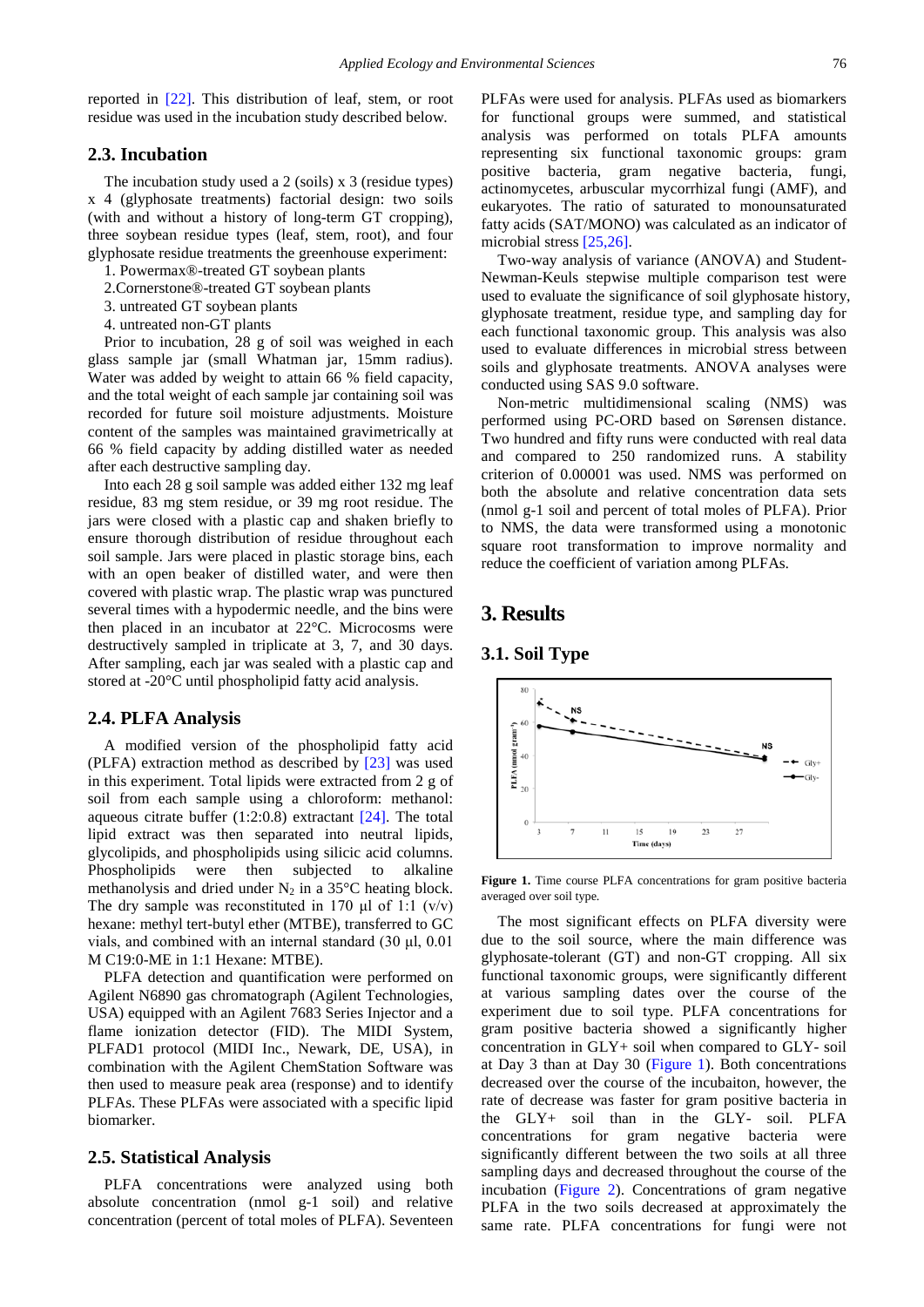reported in [22]. This distribution of leaf, stem, or root residue was used in the incubation study described below.

## 2.3. Incubation

The incubation study used a 2 (soils) x 3 (residue types) x 4 (glyphosate treatments) factorial design: two soils (with and without a history of long-term GT cropping), three soybean residue types (leaf, stem, root), and four glyphosate residue treatments the greenhouse experiment:

1. Powermax®-treated GT soybean plants
2. Cornerstone®-treated GT soybean plants
3. untreated GT soybean plants
4. untreated non-GT plants

Prior to incubation, 28 g of soil was weighed in each glass sample jar (small Whatman jar, 15mm radius). Water was added by weight to attain 66 % field capacity, and the total weight of each sample jar containing soil was recorded for future soil moisture adjustments. Moisture content of the samples was maintained gravimetrically at 66 % field capacity by adding distilled water as needed after each destructive sampling day.

Into each 28 g soil sample was added either 132 mg leaf residue, 83 mg stem residue, or 39 mg root residue. The jars were closed with a plastic cap and shaken briefly to ensure thorough distribution of residue throughout each soil sample. Jars were placed in plastic storage bins, each with an open beaker of distilled water, and were then covered with plastic wrap. The plastic wrap was punctured several times with a hypodermic needle, and the bins were then placed in an incubator at 22°C. Microcosms were destructively sampled in triplicate at 3, 7, and 30 days. After sampling, each jar was sealed with a plastic cap and stored at -20°C until phospholipid fatty acid analysis.

## 2.4. PLFA Analysis

A modified version of the phospholipid fatty acid (PLFA) extraction method as described by [23] was used in this experiment. Total lipids were extracted from 2 g of soil from each sample using a chloroform: methanol: aqueous citrate buffer (1:2:0.8) extractant [24]. The total lipid extract was then separated into neutral lipids, glycolipids, and phospholipids using silicic acid columns. Phospholipids were then subjected to alkaline methanolysis and dried under $N_2$ in a 35°C heating block. The dry sample was reconstituted in 170 µl of 1:1 (v/v) hexane: methyl tert-butyl ether (MTBE), transferred to GC vials, and combined with an internal standard (30 µl, 0.01 M C19:0-ME in 1:1 Hexane: MTBE).

PLFA detection and quantification were performed on Agilent N6890 gas chromatograph (Agilent Technologies, USA) equipped with an Agilent 7683 Series Injector and a flame ionization detector (FID). The MIDI System, PLFAD1 protocol (MIDI Inc., Newark, DE, USA), in combination with the Agilent ChemStation Software was then used to measure peak area (response) and to identify PLFAs. These PLFAs were associated with a specific lipid biomarker.

## 2.5. Statistical Analysis

PLFA concentrations were analyzed using both absolute concentration (nmol g-1 soil) and relative concentration (percent of total moles of PLFA). Seventeen PLFAs were used for analysis. PLFAs used as biomarkers for functional groups were summed, and statistical analysis was performed on totals PLFA amounts representing six functional taxonomic groups: gram positive bacteria, gram negative bacteria, fungi, actinomycetes, arbuscular mycorrhizal fungi (AMF), and eukaryotes. The ratio of saturated to monounsaturated fatty acids (SAT/MONO) was calculated as an indicator of microbial stress [25,26].

Two-way analysis of variance (ANOVA) and Student-Newman-Keuls stepwise multiple comparison test were used to evaluate the significance of soil glyphosate history, glyphosate treatment, residue type, and sampling day for each functional taxonomic group. This analysis was also used to evaluate differences in microbial stress between soils and glyphosate treatments. ANOVA analyses were conducted using SAS 9.0 software.

Non-metric multidimensional scaling (NMS) was performed using PC-ORD based on Sørensen distance. Two hundred and fifty runs were conducted with real data and compared to 250 randomized runs. A stability criterion of 0.00001 was used. NMS was performed on both the absolute and relative concentration data sets (nmol g-1 soil and percent of total moles of PLFA). Prior to NMS, the data were transformed using a monotonic square root transformation to improve normality and reduce the coefficient of variation among PLFAs.

# 3. Results

## 3.1. Soil Type

**Figure 1.** Time course PLFA concentrations for gram positive bacteria averaged over soil type.

The most significant effects on PLFA diversity were due to the soil source, where the main difference was glyphosate-tolerant (GT) and non-GT cropping. All six functional taxonomic groups, were significantly different at various sampling dates over the course of the experiment due to soil type. PLFA concentrations for gram positive bacteria showed a significantly higher concentration in GLY+ soil when compared to GLY- soil at Day 3 than at Day 30 (Figure 1). Both concentrations decreased over the course of the incubaiton, however, the rate of decrease was faster for gram positive bacteria in the GLY+ soil than in the GLY- soil. PLFA concentrations for gram negative bacteria were significantly different between the two soils at all three sampling days and decreased throughout the course of the incubation (Figure 2). Concentrations of gram negative PLFA in the two soils decreased at approximately the same rate. PLFA concentrations for fungi were not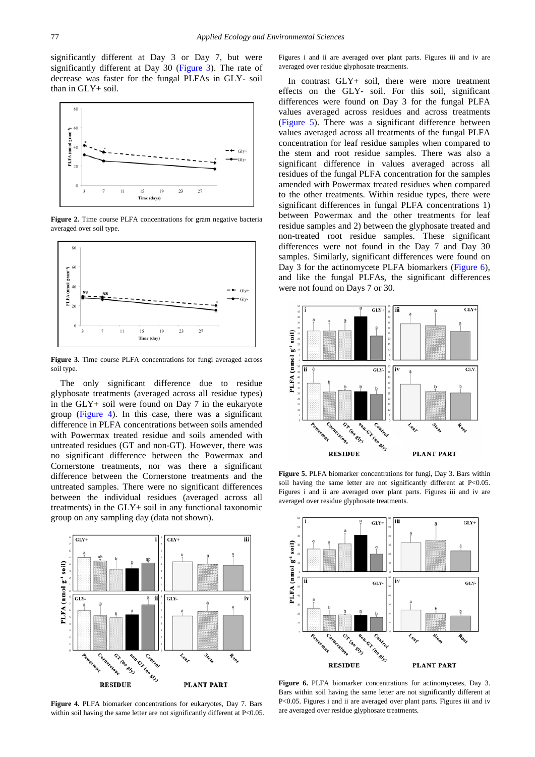significantly different at Day 3 or Day 7, but were significantly different at Day 30 (Figure 3). The rate of decrease was faster for the fungal PLFAs in GLY- soil than in GLY+ soil.

**Figure 2.** Time course PLFA concentrations for gram negative bacteria averaged over soil type.

**Figure 3.** Time course PLFA concentrations for fungi averaged across soil type.

The only significant difference due to residue glyphosate treatments (averaged across all residue types) in the GLY+ soil were found on Day 7 in the eukaryote group (Figure 4). In this case, there was a significant difference in PLFA concentrations between soils amended with Powermax treated residue and soils amended with untreated residues (GT and non-GT). However, there was no significant difference between the Powermax and Cornerstone treatments, nor was there a significant difference between the Cornerstone treatments and the untreated samples. There were no significant differences between the individual residues (averaged across all treatments) in the GLY+ soil in any functional taxonomic group on any sampling day (data not shown).

**Figure 4.** PLFA biomarker concentrations for eukaryotes, Day 7. Bars within soil having the same letter are not significantly different at P<0.05. Figures i and ii are averaged over plant parts. Figures iii and iv are averaged over residue glyphosate treatments.

In contrast GLY+ soil, there were more treatment effects on the GLY- soil. For this soil, significant differences were found on Day 3 for the fungal PLFA values averaged across residues and across treatments (Figure 5). There was a significant difference between values averaged across all treatments of the fungal PLFA concentration for leaf residue samples when compared to the stem and root residue samples. There was also a significant difference in values averaged across all residues of the fungal PLFA concentration for the samples amended with Powermax treated residues when compared to the other treatments. Within residue types, there were significant differences in fungal PLFA concentrations 1) between Powermax and the other treatments for leaf residue samples and 2) between the glyphosate treated and non-treated root residue samples. These significant differences were not found in the Day 7 and Day 30 samples. Similarly, significant differences were found on Day 3 for the actinomycete PLFA biomarkers (Figure 6), and like the fungal PLFAs, the significant differences were not found on Days 7 or 30.

**Figure 5.** PLFA biomarker concentrations for fungi, Day 3. Bars within soil having the same letter are not significantly different at P<0.05. Figures i and ii are averaged over plant parts. Figures iii and iv are averaged over residue glyphosate treatments.

**Figure 6.** PLFA biomarker concentrations for actinomycetes, Day 3. Bars within soil having the same letter are not significantly different at P<0.05. Figures i and ii are averaged over plant parts. Figures iii and iv are averaged over residue glyphosate treatments.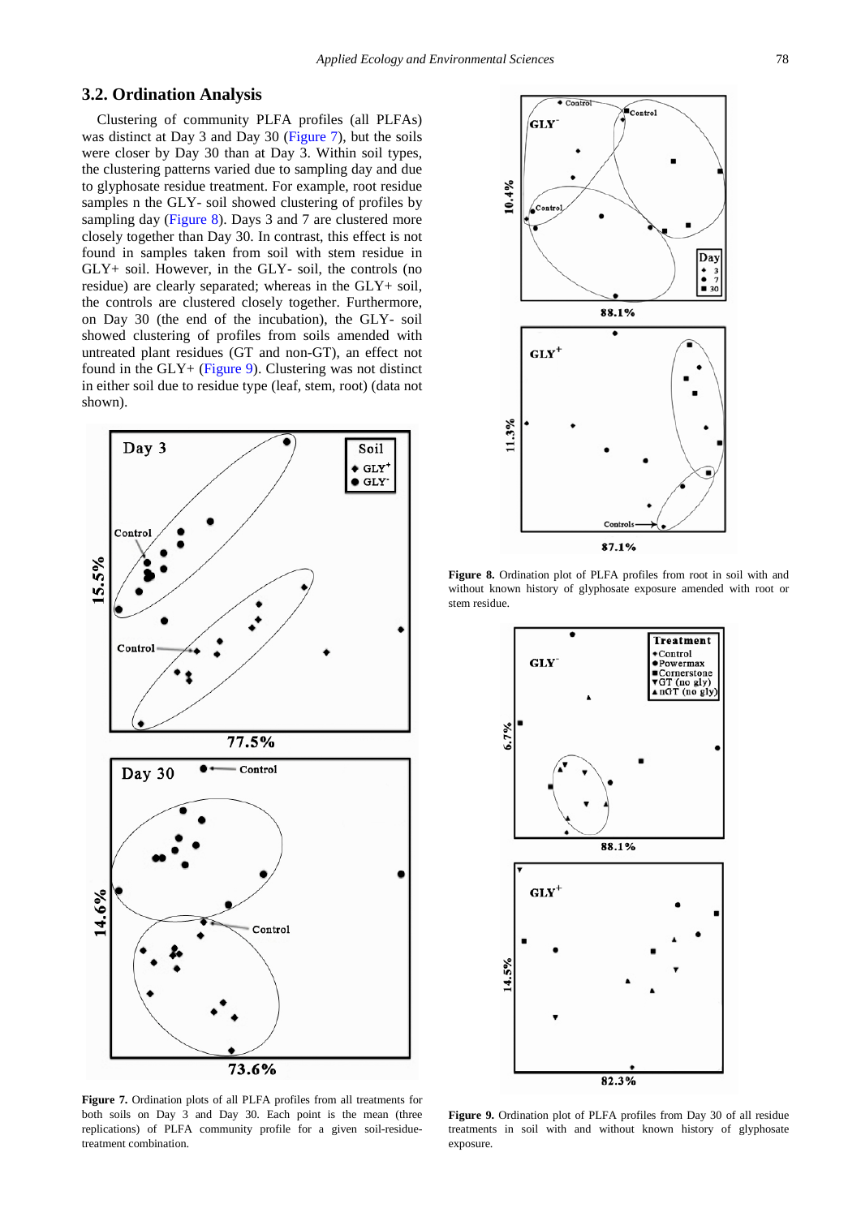### 3.2. Ordination Analysis

Clustering of community PLFA profiles (all PLFAs) was distinct at Day 3 and Day 30 (Figure 7), but the soils were closer by Day 30 than at Day 3. Within soil types, the clustering patterns varied due to sampling day and due to glyphosate residue treatment. For example, root residue samples n the GLY- soil showed clustering of profiles by sampling day (Figure 8). Days 3 and 7 are clustered more closely together than Day 30. In contrast, this effect is not found in samples taken from soil with stem residue in GLY+ soil. However, in the GLY- soil, the controls (no residue) are clearly separated; whereas in the GLY+ soil, the controls are clustered closely together. Furthermore, on Day 30 (the end of the incubation), the GLY- soil showed clustering of profiles from soils amended with untreated plant residues (GT and non-GT), an effect not found in the GLY+ (Figure 9). Clustering was not distinct in either soil due to residue type (leaf, stem, root) (data not shown).

**Figure 7.** Ordination plots of all PLFA profiles from all treatments for both soils on Day 3 and Day 30. Each point is the mean (three replications) of PLFA community profile for a given soil-residue-treatment combination.

**Figure 8.** Ordination plot of PLFA profiles from root in soil with and without known history of glyphosate exposure amended with root or stem residue.

**Figure 9.** Ordination plot of PLFA profiles from Day 30 of all residue treatments in soil with and without known history of glyphosate exposure.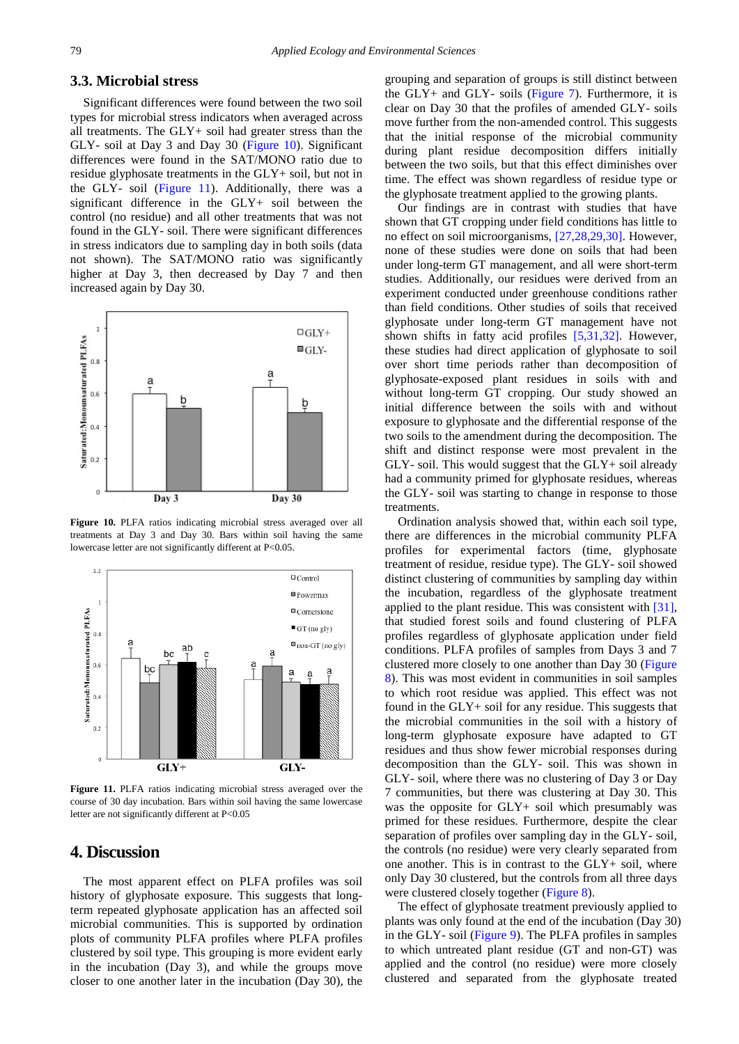### 3.3. Microbial stress

Significant differences were found between the two soil types for microbial stress indicators when averaged across all treatments. The GLY+ soil had greater stress than the GLY- soil at Day 3 and Day 30 (Figure 10). Significant differences were found in the SAT/MONO ratio due to residue glyphosate treatments in the GLY+ soil, but not in the GLY- soil (Figure 11). Additionally, there was a significant difference in the GLY+ soil between the control (no residue) and all other treatments that was not found in the GLY- soil. There were significant differences in stress indicators due to sampling day in both soils (data not shown). The SAT/MONO ratio was significantly higher at Day 3, then decreased by Day 7 and then increased again by Day 30.

**Figure 10.** PLFA ratios indicating microbial stress averaged over all treatments at Day 3 and Day 30. Bars within soil having the same lowercase letter are not significantly different at P<0.05.

**Figure 11.** PLFA ratios indicating microbial stress averaged over the course of 30 day incubation. Bars within soil having the same lowercase letter are not significantly different at P<0.05

## 4. Discussion

The most apparent effect on PLFA profiles was soil history of glyphosate exposure. This suggests that long-term repeated glyphosate application has an affected soil microbial communities. This is supported by ordination plots of community PLFA profiles where PLFA profiles clustered by soil type. This grouping is more evident early in the incubation (Day 3), and while the groups move closer to one another later in the incubation (Day 30), the grouping and separation of groups is still distinct between the GLY+ and GLY- soils (Figure 7). Furthermore, it is clear on Day 30 that the profiles of amended GLY- soils move further from the non-amended control. This suggests that the initial response of the microbial community during plant residue decomposition differs initially between the two soils, but that this effect diminishes over time. The effect was shown regardless of residue type or the glyphosate treatment applied to the growing plants.

Our findings are in contrast with studies that have shown that GT cropping under field conditions has little to no effect on soil microorganisms, [27,28,29,30]. However, none of these studies were done on soils that had been under long-term GT management, and all were short-term studies. Additionally, our residues were derived from an experiment conducted under greenhouse conditions rather than field conditions. Other studies of soils that received glyphosate under long-term GT management have not shown shifts in fatty acid profiles [5,31,32]. However, these studies had direct application of glyphosate to soil over short time periods rather than decomposition of glyphosate-exposed plant residues in soils with and without long-term GT cropping. Our study showed an initial difference between the soils with and without exposure to glyphosate and the differential response of the two soils to the amendment during the decomposition. The shift and distinct response were most prevalent in the GLY- soil. This would suggest that the GLY+ soil already had a community primed for glyphosate residues, whereas the GLY- soil was starting to change in response to those treatments.

Ordination analysis showed that, within each soil type, there are differences in the microbial community PLFA profiles for experimental factors (time, glyphosate treatment of residue, residue type). The GLY- soil showed distinct clustering of communities by sampling day within the incubation, regardless of the glyphosate treatment applied to the plant residue. This was consistent with [31], that studied forest soils and found clustering of PLFA profiles regardless of glyphosate application under field conditions. PLFA profiles of samples from Days 3 and 7 clustered more closely to one another than Day 30 (Figure 8). This was most evident in communities in soil samples to which root residue was applied. This effect was not found in the GLY+ soil for any residue. This suggests that the microbial communities in the soil with a history of long-term glyphosate exposure have adapted to GT residues and thus show fewer microbial responses during decomposition than the GLY- soil. This was shown in GLY- soil, where there was no clustering of Day 3 or Day 7 communities, but there was clustering at Day 30. This was the opposite for GLY+ soil which presumably was primed for these residues. Furthermore, despite the clear separation of profiles over sampling day in the GLY- soil, the controls (no residue) were very clearly separated from one another. This is in contrast to the GLY+ soil, where only Day 30 clustered, but the controls from all three days were clustered closely together (Figure 8).

The effect of glyphosate treatment previously applied to plants was only found at the end of the incubation (Day 30) in the GLY- soil (Figure 9). The PLFA profiles in samples to which untreated plant residue (GT and non-GT) was applied and the control (no residue) were more closely clustered and separated from the glyphosate treated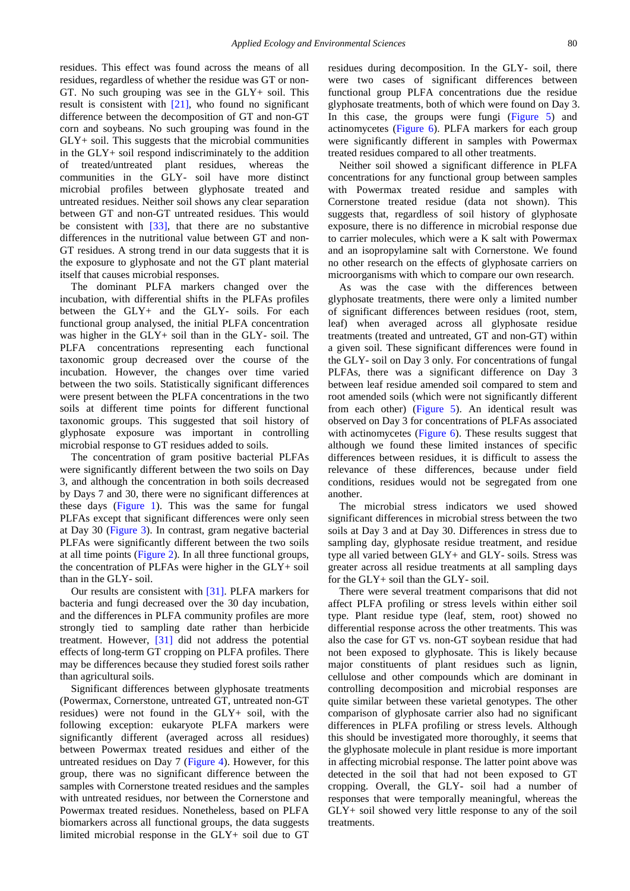residues. This effect was found across the means of all residues, regardless of whether the residue was GT or non-GT. No such grouping was see in the GLY+ soil. This result is consistent with [21], who found no significant difference between the decomposition of GT and non-GT corn and soybeans. No such grouping was found in the GLY+ soil. This suggests that the microbial communities in the GLY+ soil respond indiscriminately to the addition of treated/untreated plant residues, whereas the communities in the GLY- soil have more distinct microbial profiles between glyphosate treated and untreated residues. Neither soil shows any clear separation between GT and non-GT untreated residues. This would be consistent with [33], that there are no substantive differences in the nutritional value between GT and non-GT residues. A strong trend in our data suggests that it is the exposure to glyphosate and not the GT plant material itself that causes microbial responses.

The dominant PLFA markers changed over the incubation, with differential shifts in the PLFAs profiles between the GLY+ and the GLY- soils. For each functional group analysed, the initial PLFA concentration was higher in the GLY+ soil than in the GLY- soil. The PLFA concentrations representing each functional taxonomic group decreased over the course of the incubation. However, the changes over time varied between the two soils. Statistically significant differences were present between the PLFA concentrations in the two soils at different time points for different functional taxonomic groups. This suggested that soil history of glyphosate exposure was important in controlling microbial response to GT residues added to soils.

The concentration of gram positive bacterial PLFAs were significantly different between the two soils on Day 3, and although the concentration in both soils decreased by Days 7 and 30, there were no significant differences at these days (Figure 1). This was the same for fungal PLFAs except that significant differences were only seen at Day 30 (Figure 3). In contrast, gram negative bacterial PLFAs were significantly different between the two soils at all time points (Figure 2). In all three functional groups, the concentration of PLFAs were higher in the GLY+ soil than in the GLY- soil.

Our results are consistent with [31]. PLFA markers for bacteria and fungi decreased over the 30 day incubation, and the differences in PLFA community profiles are more strongly tied to sampling date rather than herbicide treatment. However, [31] did not address the potential effects of long-term GT cropping on PLFA profiles. There may be differences because they studied forest soils rather than agricultural soils.

Significant differences between glyphosate treatments (Powermax, Cornerstone, untreated GT, untreated non-GT residues) were not found in the GLY+ soil, with the following exception: eukaryote PLFA markers were significantly different (averaged across all residues) between Powermax treated residues and either of the untreated residues on Day 7 (Figure 4). However, for this group, there was no significant difference between the samples with Cornerstone treated residues and the samples with untreated residues, nor between the Cornerstone and Powermax treated residues. Nonetheless, based on PLFA biomarkers across all functional groups, the data suggests limited microbial response in the GLY+ soil due to GT residues during decomposition. In the GLY- soil, there were two cases of significant differences between functional group PLFA concentrations due the residue glyphosate treatments, both of which were found on Day 3. In this case, the groups were fungi (Figure 5) and actinomycetes (Figure 6). PLFA markers for each group were significantly different in samples with Powermax treated residues compared to all other treatments.

Neither soil showed a significant difference in PLFA concentrations for any functional group between samples with Powermax treated residue and samples with Cornerstone treated residue (data not shown). This suggests that, regardless of soil history of glyphosate exposure, there is no difference in microbial response due to carrier molecules, which were a K salt with Powermax and an isopropylamine salt with Cornerstone. We found no other research on the effects of glyphosate carriers on microorganisms with which to compare our own research.

As was the case with the differences between glyphosate treatments, there were only a limited number of significant differences between residues (root, stem, leaf) when averaged across all glyphosate residue treatments (treated and untreated, GT and non-GT) within a given soil. These significant differences were found in the GLY- soil on Day 3 only. For concentrations of fungal PLFAs, there was a significant difference on Day 3 between leaf residue amended soil compared to stem and root amended soils (which were not significantly different from each other) (Figure 5). An identical result was observed on Day 3 for concentrations of PLFAs associated with actinomycetes (Figure 6). These results suggest that although we found these limited instances of specific differences between residues, it is difficult to assess the relevance of these differences, because under field conditions, residues would not be segregated from one another.

The microbial stress indicators we used showed significant differences in microbial stress between the two soils at Day 3 and at Day 30. Differences in stress due to sampling day, glyphosate residue treatment, and residue type all varied between GLY+ and GLY- soils. Stress was greater across all residue treatments at all sampling days for the GLY+ soil than the GLY- soil.

There were several treatment comparisons that did not affect PLFA profiling or stress levels within either soil type. Plant residue type (leaf, stem, root) showed no differential response across the other treatments. This was also the case for GT vs. non-GT soybean residue that had not been exposed to glyphosate. This is likely because major constituents of plant residues such as lignin, cellulose and other compounds which are dominant in controlling decomposition and microbial responses are quite similar between these varietal genotypes. The other comparison of glyphosate carrier also had no significant differences in PLFA profiling or stress levels. Although this should be investigated more thoroughly, it seems that the glyphosate molecule in plant residue is more important in affecting microbial response. The latter point above was detected in the soil that had not been exposed to GT cropping. Overall, the GLY- soil had a number of responses that were temporally meaningful, whereas the GLY+ soil showed very little response to any of the soil treatments.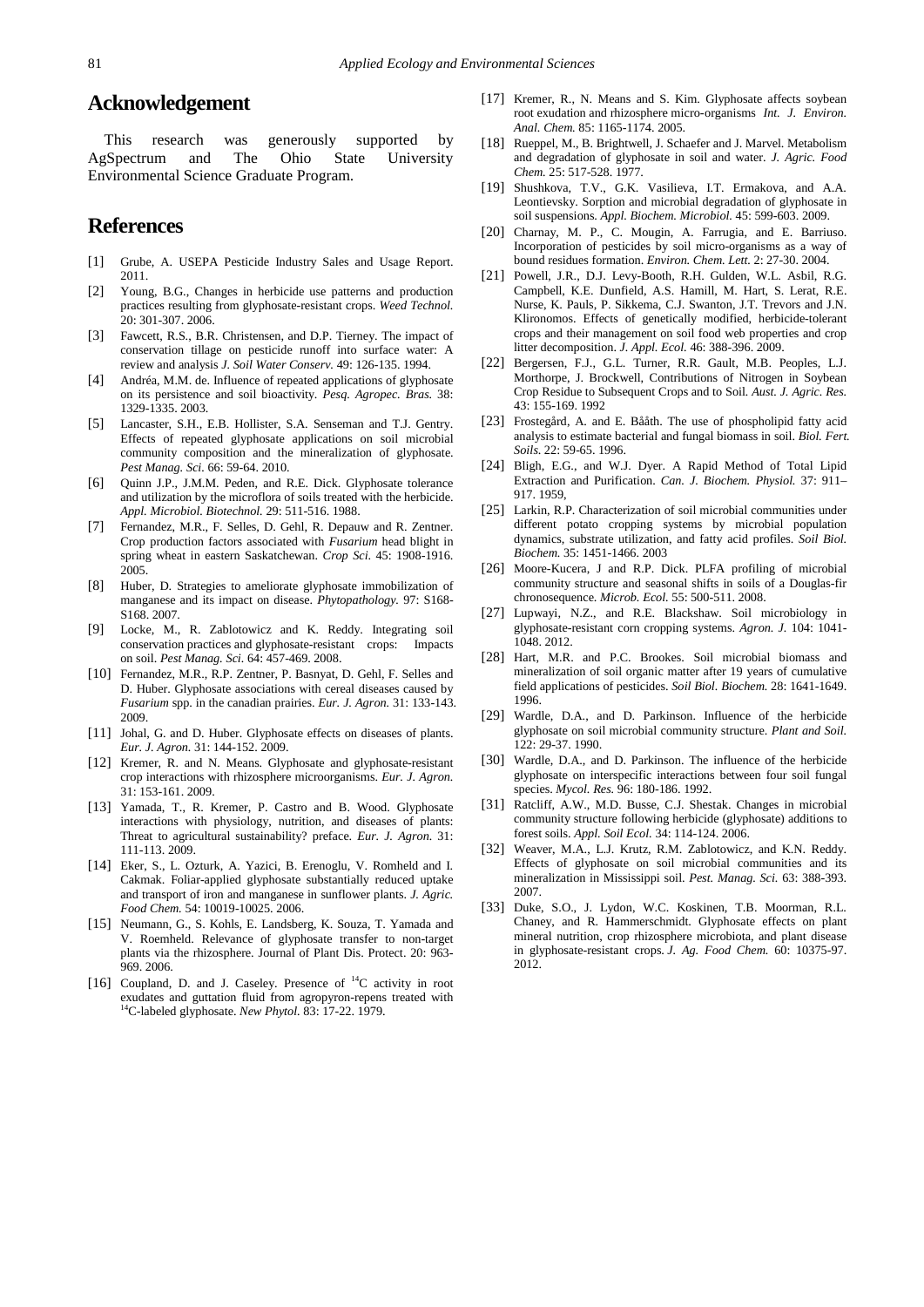## Acknowledgement

This research was generously supported by AgSpectrum and The Ohio State University Environmental Science Graduate Program.

## References

[1] Grube, A. USEPA Pesticide Industry Sales and Usage Report. 2011.

[2] Young, B.G., Changes in herbicide use patterns and production practices resulting from glyphosate-resistant crops. *Weed Technol.* 20: 301-307. 2006.

[3] Fawcett, R.S., B.R. Christensen, and D.P. Tierney. The impact of conservation tillage on pesticide runoff into surface water: A review and analysis *J. Soil Water Conserv.* 49: 126-135. 1994.

[4] Andréa, M.M. de. Influence of repeated applications of glyphosate on its persistence and soil bioactivity. *Pesq. Agropec. Bras.* 38: 1329-1335. 2003.

[5] Lancaster, S.H., E.B. Hollister, S.A. Senseman and T.J. Gentry. Effects of repeated glyphosate applications on soil microbial community composition and the mineralization of glyphosate. *Pest Manag. Sci.* 66: 59-64. 2010.

[6] Quinn J.P., J.M.M. Peden, and R.E. Dick. Glyphosate tolerance and utilization by the microflora of soils treated with the herbicide. *Appl. Microbiol. Biotechnol.* 29: 511-516. 1988.

[7] Fernandez, M.R., F. Selles, D. Gehl, R. Depauw and R. Zentner. Crop production factors associated with *Fusarium* head blight in spring wheat in eastern Saskatchewan. *Crop Sci.* 45: 1908-1916. 2005.

[8] Huber, D. Strategies to ameliorate glyphosate immobilization of manganese and its impact on disease. *Phytopathology.* 97: S168-S168. 2007.

[9] Locke, M., R. Zablotowicz and K. Reddy. Integrating soil conservation practices and glyphosate-resistant crops: Impacts on soil. *Pest Manag. Sci*. 64: 457-469. 2008.

[10] Fernandez, M.R., R.P. Zentner, P. Basnyat, D. Gehl, F. Selles and D. Huber. Glyphosate associations with cereal diseases caused by *Fusarium* spp. in the canadian prairies. *Eur. J. Agron.* 31: 133-143. 2009.

[11] Johal, G. and D. Huber. Glyphosate effects on diseases of plants. *Eur. J. Agron.* 31: 144-152. 2009.

[12] Kremer, R. and N. Means. Glyphosate and glyphosate-resistant crop interactions with rhizosphere microorganisms. *Eur. J. Agron.* 31: 153-161. 2009.

[13] Yamada, T., R. Kremer, P. Castro and B. Wood. Glyphosate interactions with physiology, nutrition, and diseases of plants: Threat to agricultural sustainability? preface. *Eur. J. Agron.* 31: 111-113. 2009.

[14] Eker, S., L. Ozturk, A. Yazici, B. Erenoglu, V. Romheld and I. Cakmak. Foliar-applied glyphosate substantially reduced uptake and transport of iron and manganese in sunflower plants. *J. Agric. Food Chem.* 54: 10019-10025. 2006.

[15] Neumann, G., S. Kohls, E. Landsberg, K. Souza, T. Yamada and V. Roemheld. Relevance of glyphosate transfer to non-target plants via the rhizosphere. Journal of Plant Dis. Protect. 20: 963-969. 2006.

[16] Coupland, D. and J. Caseley. Presence of $^{14}C$ activity in root exudates and guttation fluid from agropyron-repens treated with $^{14}C$-labeled glyphosate. *New Phytol.* 83: 17-22. 1979.

[17] Kremer, R., N. Means and S. Kim. Glyphosate affects soybean root exudation and rhizosphere micro-organisms *Int. J. Environ. Anal. Chem.* 85: 1165-1174. 2005.

[18] Rueppel, M., B. Brightwell, J. Schaefer and J. Marvel. Metabolism and degradation of glyphosate in soil and water. *J. Agric. Food Chem.* 25: 517-528. 1977.

[19] Shushkova, T.V., G.K. Vasilieva, I.T. Ermakova, and A.A. Leontievsky. Sorption and microbial degradation of glyphosate in soil suspensions. *Appl. Biochem. Microbiol.* 45: 599-603. 2009.

[20] Charnay, M. P., C. Mougin, A. Farrugia, and E. Barriuso. Incorporation of pesticides by soil micro-organisms as a way of bound residues formation. *Environ. Chem. Lett.* 2: 27-30. 2004.

[21] Powell, J.R., D.J. Levy-Booth, R.H. Gulden, W.L. Asbil, R.G. Campbell, K.E. Dunfield, A.S. Hamill, M. Hart, S. Lerat, R.E. Nurse, K. Pauls, P. Sikkema, C.J. Swanton, J.T. Trevors and J.N. Klironomos. Effects of genetically modified, herbicide-tolerant crops and their management on soil food web properties and crop litter decomposition. *J. Appl. Ecol.* 46: 388-396. 2009.

[22] Bergersen, F.J., G.L. Turner, R.R. Gault, M.B. Peoples, L.J. Morthorpe, J. Brockwell, Contributions of Nitrogen in Soybean Crop Residue to Subsequent Crops and to Soil. *Aust. J. Agric. Res.* 43: 155-169. 1992

[23] Frostegård, A. and E. Bååth. The use of phospholipid fatty acid analysis to estimate bacterial and fungal biomass in soil. *Biol. Fert. Soils.* 22: 59-65. 1996.

[24] Bligh, E.G., and W.J. Dyer. A Rapid Method of Total Lipid Extraction and Purification. *Can. J. Biochem. Physiol.* 37: 911–917. 1959,

[25] Larkin, R.P. Characterization of soil microbial communities under different potato cropping systems by microbial population dynamics, substrate utilization, and fatty acid profiles. *Soil Biol. Biochem.* 35: 1451-1466. 2003

[26] Moore-Kucera, J and R.P. Dick. PLFA profiling of microbial community structure and seasonal shifts in soils of a Douglas-fir chronosequence. *Microb. Ecol.* 55: 500-511. 2008.

[27] Lupwayi, N.Z., and R.E. Blackshaw. Soil microbiology in glyphosate-resistant corn cropping systems. *Agron. J.* 104: 1041-1048. 2012.

[28] Hart, M.R. and P.C. Brookes. Soil microbial biomass and mineralization of soil organic matter after 19 years of cumulative field applications of pesticides. *Soil Biol. Biochem.* 28: 1641-1649. 1996.

[29] Wardle, D.A., and D. Parkinson. Influence of the herbicide glyphosate on soil microbial community structure. *Plant and Soil.* 122: 29-37. 1990.

[30] Wardle, D.A., and D. Parkinson. The influence of the herbicide glyphosate on interspecific interactions between four soil fungal species. *Mycol. Res.* 96: 180-186. 1992.

[31] Ratcliff, A.W., M.D. Busse, C.J. Shestak. Changes in microbial community structure following herbicide (glyphosate) additions to forest soils. *Appl. Soil Ecol.* 34: 114-124. 2006.

[32] Weaver, M.A., L.J. Krutz, R.M. Zablotowicz, and K.N. Reddy. Effects of glyphosate on soil microbial communities and its mineralization in Mississippi soil. *Pest. Manag. Sci.* 63: 388-393. 2007.

[33] Duke, S.O., J. Lydon, W.C. Koskinen, T.B. Moorman, R.L. Chaney, and R. Hammerschmidt. Glyphosate effects on plant mineral nutrition, crop rhizosphere microbiota, and plant disease in glyphosate-resistant crops. *J. Ag. Food Chem.* 60: 10375-97. 2012.